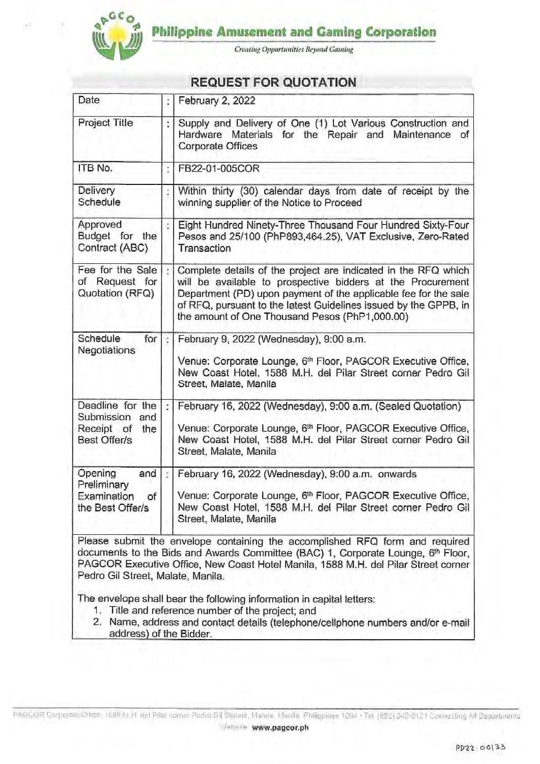**Philippine Amusement and Gaming Corporation**

*Creating Opportunities Beyond Gaming*

## REQUEST FOR QUOTATION

| | | |
|---|---|---|
| Date | : | February 2, 2022 |
| Project Title | : | Supply and Delivery of One (1) Lot Various Construction and Hardware Materials for the Repair and Maintenance of Corporate Offices |
| ITB No. | : | FB22-01-005COR |
| Delivery Schedule | : | Within thirty (30) calendar days from date of receipt by the winning supplier of the Notice to Proceed |
| Approved Budget for the Contract (ABC) | : | Eight Hundred Ninety-Three Thousand Four Hundred Sixty-Four Pesos and 25/100 (PhP893,464.25), VAT Exclusive, Zero-Rated Transaction |
| Fee for the Sale of Request for Quotation (RFQ) | : | Complete details of the project are indicated in the RFQ which will be available to prospective bidders at the Procurement Department (PD) upon payment of the applicable fee for the sale of RFQ, pursuant to the latest Guidelines issued by the GPPB, in the amount of One Thousand Pesos (PhP1,000.00) |
| Schedule for Negotiations | : | February 9, 2022 (Wednesday), 9:00 a.m.<br><br>Venue: Corporate Lounge, 6th Floor, PAGCOR Executive Office, New Coast Hotel, 1588 M.H. del Pilar Street corner Pedro Gil Street, Malate, Manila |
| Deadline for the Submission and Receipt of the Best Offer/s | : | February 16, 2022 (Wednesday), 9:00 a.m. (Sealed Quotation)<br><br>Venue: Corporate Lounge, 6th Floor, PAGCOR Executive Office, New Coast Hotel, 1588 M.H. del Pilar Street corner Pedro Gil Street, Malate, Manila |
| Opening and Preliminary Examination of the Best Offer/s | : | February 16, 2022 (Wednesday), 9:00 a.m. onwards<br><br>Venue: Corporate Lounge, 6th Floor, PAGCOR Executive Office, New Coast Hotel, 1588 M.H. del Pilar Street corner Pedro Gil Street, Malate, Manila |

Please submit the envelope containing the accomplished RFQ form and required documents to the Bids and Awards Committee (BAC) 1, Corporate Lounge, 6th Floor, PAGCOR Executive Office, New Coast Hotel Manila, 1588 M.H. del Pilar Street corner Pedro Gil Street, Malate, Manila.

The envelope shall bear the following information in capital letters:

1. Title and reference number of the project; and
2. Name, address and contact details (telephone/cellphone numbers and/or e-mail address) of the Bidder.

PD22 00133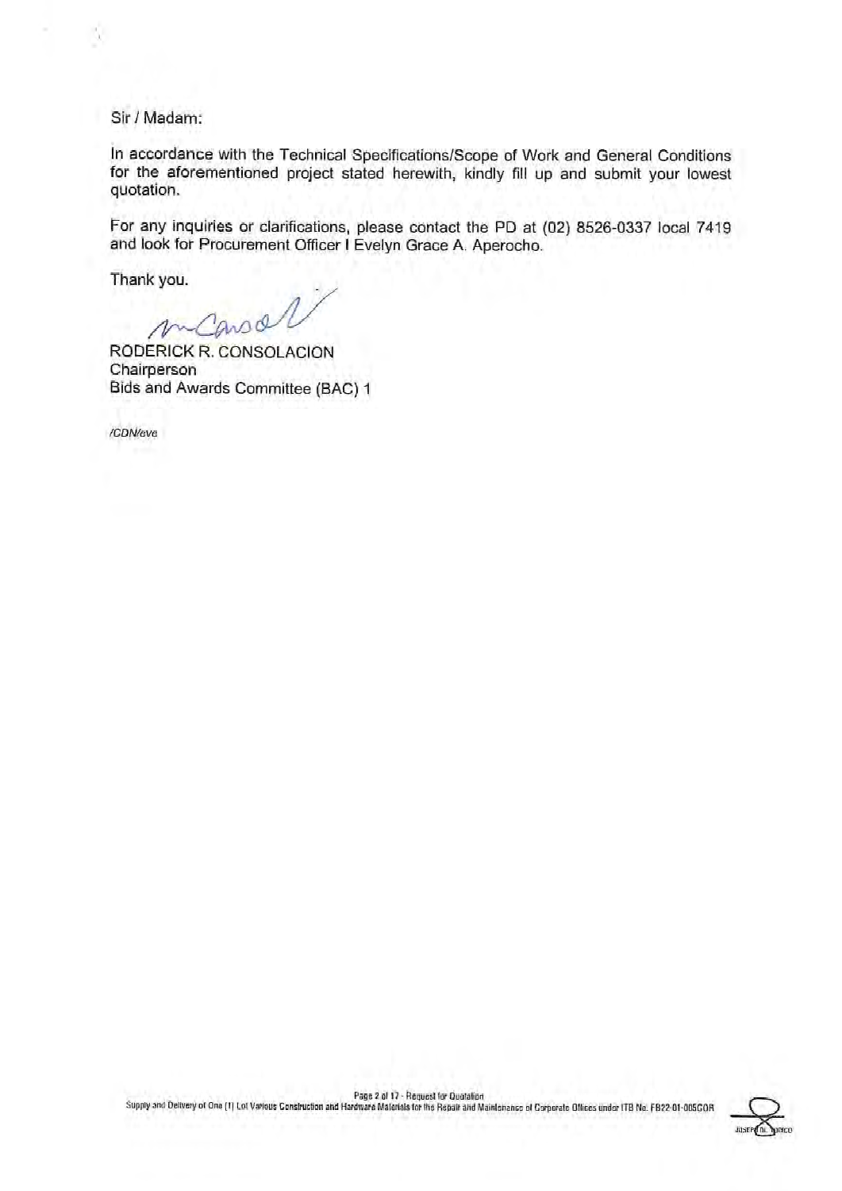Sir / Madam:

In accordance with the Technical Specifications/Scope of Work and General Conditions for the aforementioned project stated herewith, kindly fill up and submit your lowest quotation.

For any inquiries or clarifications, please contact the PD at (02) 8526-0337 local 7419 and look for Procurement Officer I Evelyn Grace A. Aperocho.

Thank you.

RODERICK R. CONSOLACION
Chairperson
Bids and Awards Committee (BAC) 1

/CDN/eve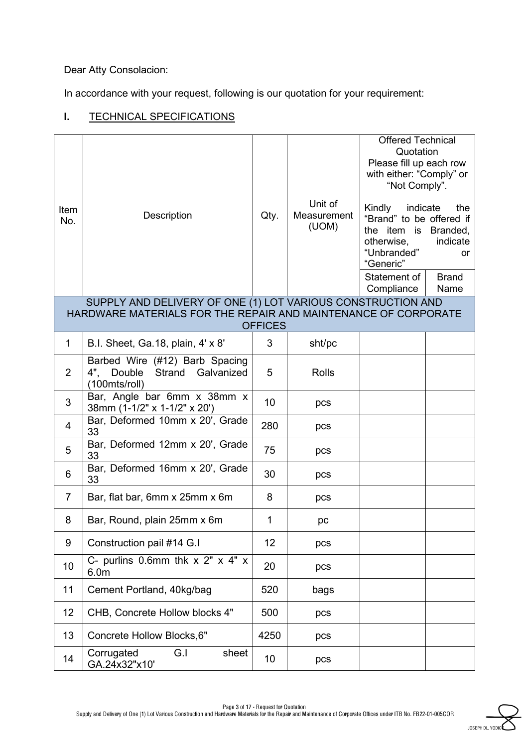Dear Atty Consolacion:

In accordance with your request, following is our quotation for your requirement:

## I. TECHNICAL SPECIFICATIONS

| Item No. | Description | Qty. | Unit of Measurement (UOM) | Offered Technical Quotation Please fill up each row with either: "Comply" or "Not Comply". Kindly indicate the "Brand" to be offered if the item is Branded, otherwise, indicate "Unbranded" or "Generic" | |
|---|---|---|---|---|---|
| | | | | Statement of Compliance | Brand Name |
| SUPPLY AND DELIVERY OF ONE (1) LOT VARIOUS CONSTRUCTION AND HARDWARE MATERIALS FOR THE REPAIR AND MAINTENANCE OF CORPORATE OFFICES | | | | | |
| 1 | B.I. Sheet, Ga.18, plain, 4' x 8' | 3 | sht/pc | | |
| 2 | Barbed Wire (#12) Barb Spacing 4", Double Strand Galvanized (100mts/roll) | 5 | Rolls | | |
| 3 | Bar, Angle bar 6mm x 38mm x 38mm (1-1/2" x 1-1/2" x 20') | 10 | pcs | | |
| 4 | Bar, Deformed 10mm x 20', Grade 33 | 280 | pcs | | |
| 5 | Bar, Deformed 12mm x 20', Grade 33 | 75 | pcs | | |
| 6 | Bar, Deformed 16mm x 20', Grade 33 | 30 | pcs | | |
| 7 | Bar, flat bar, 6mm x 25mm x 6m | 8 | pcs | | |
| 8 | Bar, Round, plain 25mm x 6m | 1 | pc | | |
| 9 | Construction pail #14 G.I | 12 | pcs | | |
| 10 | C- purlins 0.6mm thk x 2" x 4" x 6.0m | 20 | pcs | | |
| 11 | Cement Portland, 40kg/bag | 520 | bags | | |
| 12 | CHB, Concrete Hollow blocks 4" | 500 | pcs | | |
| 13 | Concrete Hollow Blocks,6" | 4250 | pcs | | |
| 14 | Corrugated G.I sheet GA.24x32"x10' | 10 | pcs | | |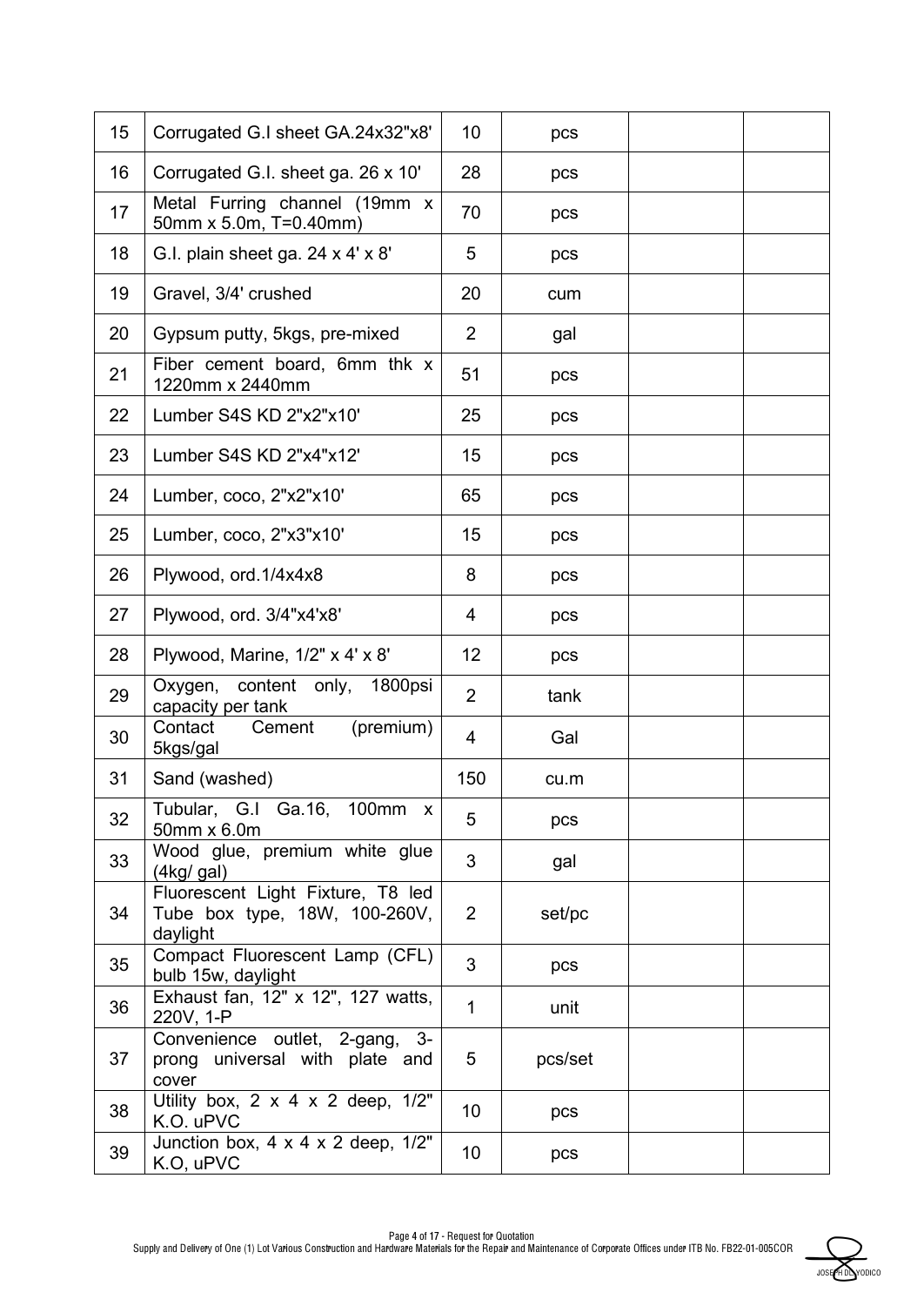| | | | | | |
|---|---|---|---|---|---|
| 15 | Corrugated G.I sheet GA.24x32"x8' | 10 | pcs | | |
| 16 | Corrugated G.I. sheet ga. 26 x 10' | 28 | pcs | | |
| 17 | Metal Furring channel (19mm x 50mm x 5.0m, T=0.40mm) | 70 | pcs | | |
| 18 | G.I. plain sheet ga. 24 x 4' x 8' | 5 | pcs | | |
| 19 | Gravel, 3/4' crushed | 20 | cum | | |
| 20 | Gypsum putty, 5kgs, pre-mixed | 2 | gal | | |
| 21 | Fiber cement board, 6mm thk x 1220mm x 2440mm | 51 | pcs | | |
| 22 | Lumber S4S KD 2"x2"x10' | 25 | pcs | | |
| 23 | Lumber S4S KD 2"x4"x12' | 15 | pcs | | |
| 24 | Lumber, coco, 2"x2"x10' | 65 | pcs | | |
| 25 | Lumber, coco, 2"x3"x10' | 15 | pcs | | |
| 26 | Plywood, ord.1/4x4x8 | 8 | pcs | | |
| 27 | Plywood, ord. 3/4"x4'x8' | 4 | pcs | | |
| 28 | Plywood, Marine, 1/2" x 4' x 8' | 12 | pcs | | |
| 29 | Oxygen, content only, 1800psi capacity per tank | 2 | tank | | |
| 30 | Contact Cement (premium) 5kgs/gal | 4 | Gal | | |
| 31 | Sand (washed) | 150 | cu.m | | |
| 32 | Tubular, G.I Ga.16, 100mm x 50mm x 6.0m | 5 | pcs | | |
| 33 | Wood glue, premium white glue (4kg/ gal) | 3 | gal | | |
| 34 | Fluorescent Light Fixture, T8 led Tube box type, 18W, 100-260V, daylight | 2 | set/pc | | |
| 35 | Compact Fluorescent Lamp (CFL) bulb 15w, daylight | 3 | pcs | | |
| 36 | Exhaust fan, 12" x 12", 127 watts, 220V, 1-P | 1 | unit | | |
| 37 | Convenience outlet, 2-gang, 3-prong universal with plate and cover | 5 | pcs/set | | |
| 38 | Utility box, 2 x 4 x 2 deep, 1/2" K.O. uPVC | 10 | pcs | | |
| 39 | Junction box, 4 x 4 x 2 deep, 1/2" K.O, uPVC | 10 | pcs | | |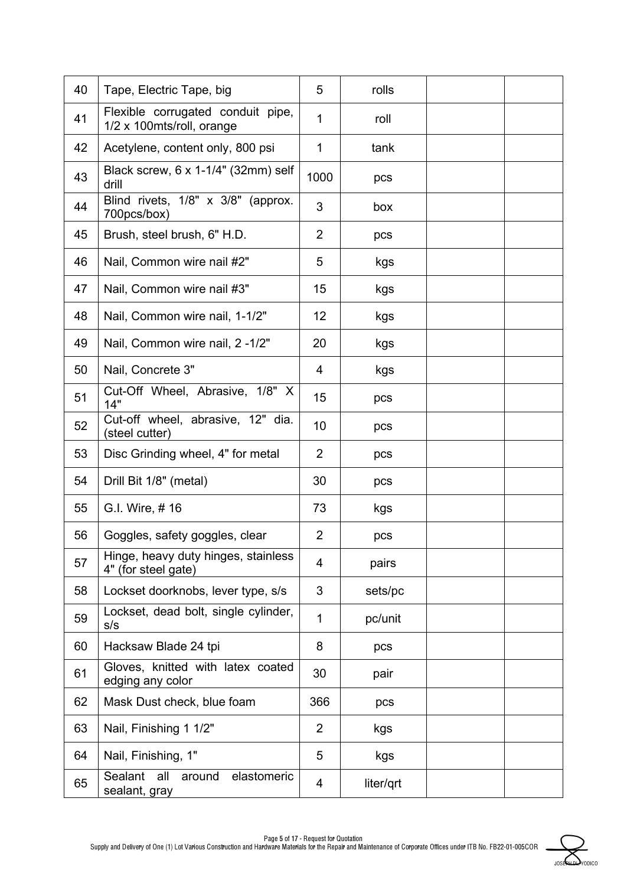| | | | | | |
|---|---|---|---|---|---|
| 40 | Tape, Electric Tape, big | 5 | rolls | | |
| 41 | Flexible corrugated conduit pipe, 1/2 x 100mts/roll, orange | 1 | roll | | |
| 42 | Acetylene, content only, 800 psi | 1 | tank | | |
| 43 | Black screw, 6 x 1-1/4" (32mm) self drill | 1000 | pcs | | |
| 44 | Blind rivets, 1/8" x 3/8" (approx. 700pcs/box) | 3 | box | | |
| 45 | Brush, steel brush, 6" H.D. | 2 | pcs | | |
| 46 | Nail, Common wire nail #2" | 5 | kgs | | |
| 47 | Nail, Common wire nail #3" | 15 | kgs | | |
| 48 | Nail, Common wire nail, 1-1/2" | 12 | kgs | | |
| 49 | Nail, Common wire nail, 2 -1/2" | 20 | kgs | | |
| 50 | Nail, Concrete 3" | 4 | kgs | | |
| 51 | Cut-Off Wheel, Abrasive, 1/8" X 14" | 15 | pcs | | |
| 52 | Cut-off wheel, abrasive, 12" dia. (steel cutter) | 10 | pcs | | |
| 53 | Disc Grinding wheel, 4" for metal | 2 | pcs | | |
| 54 | Drill Bit 1/8" (metal) | 30 | pcs | | |
| 55 | G.I. Wire, # 16 | 73 | kgs | | |
| 56 | Goggles, safety goggles, clear | 2 | pcs | | |
| 57 | Hinge, heavy duty hinges, stainless 4" (for steel gate) | 4 | pairs | | |
| 58 | Lockset doorknobs, lever type, s/s | 3 | sets/pc | | |
| 59 | Lockset, dead bolt, single cylinder, s/s | 1 | pc/unit | | |
| 60 | Hacksaw Blade 24 tpi | 8 | pcs | | |
| 61 | Gloves, knitted with latex coated edging any color | 30 | pair | | |
| 62 | Mask Dust check, blue foam | 366 | pcs | | |
| 63 | Nail, Finishing 1 1/2" | 2 | kgs | | |
| 64 | Nail, Finishing, 1" | 5 | kgs | | |
| 65 | Sealant all around elastomeric sealant, gray | 4 | liter/qrt | | |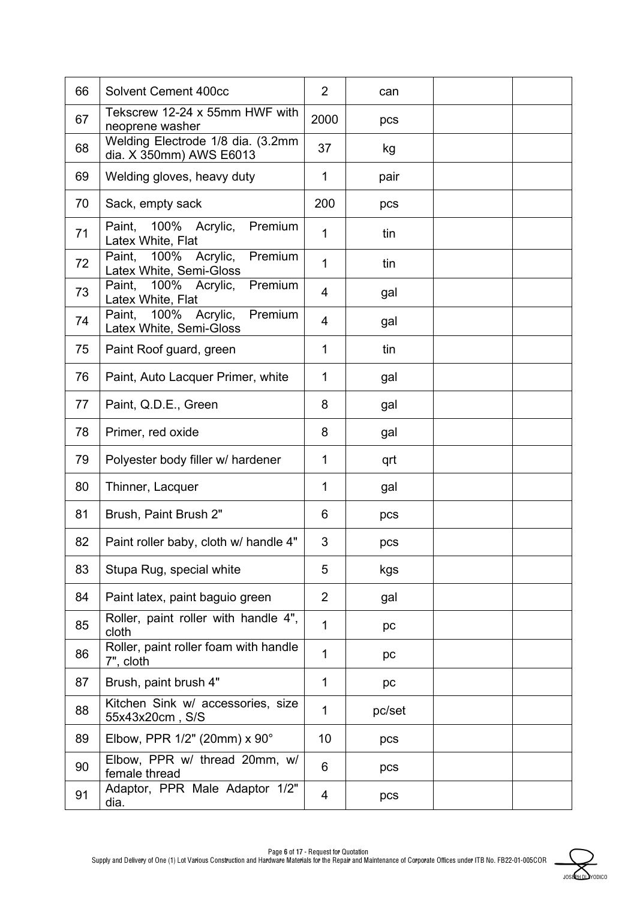| 66 | Solvent Cement 400cc | 2 | can | | |
|---|---|---|---|---|---|
| 67 | Tekscrew 12-24 x 55mm HWF with neoprene washer | 2000 | pcs | | |
| 68 | Welding Electrode 1/8 dia. (3.2mm dia. X 350mm) AWS E6013 | 37 | kg | | |
| 69 | Welding gloves, heavy duty | 1 | pair | | |
| 70 | Sack, empty sack | 200 | pcs | | |
| 71 | Paint, 100% Acrylic, Premium Latex White, Flat | 1 | tin | | |
| 72 | Paint, 100% Acrylic, Premium Latex White, Semi-Gloss | 1 | tin | | |
| 73 | Paint, 100% Acrylic, Premium Latex White, Flat | 4 | gal | | |
| 74 | Paint, 100% Acrylic, Premium Latex White, Semi-Gloss | 4 | gal | | |
| 75 | Paint Roof guard, green | 1 | tin | | |
| 76 | Paint, Auto Lacquer Primer, white | 1 | gal | | |
| 77 | Paint, Q.D.E., Green | 8 | gal | | |
| 78 | Primer, red oxide | 8 | gal | | |
| 79 | Polyester body filler w/ hardener | 1 | qrt | | |
| 80 | Thinner, Lacquer | 1 | gal | | |
| 81 | Brush, Paint Brush 2" | 6 | pcs | | |
| 82 | Paint roller baby, cloth w/ handle 4" | 3 | pcs | | |
| 83 | Stupa Rug, special white | 5 | kgs | | |
| 84 | Paint latex, paint baguio green | 2 | gal | | |
| 85 | Roller, paint roller with handle 4", cloth | 1 | pc | | |
| 86 | Roller, paint roller foam with handle 7", cloth | 1 | pc | | |
| 87 | Brush, paint brush 4" | 1 | pc | | |
| 88 | Kitchen Sink w/ accessories, size 55x43x20cm , S/S | 1 | pc/set | | |
| 89 | Elbow, PPR 1/2" (20mm) x 90° | 10 | pcs | | |
| 90 | Elbow, PPR w/ thread 20mm, w/ female thread | 6 | pcs | | |
| 91 | Adaptor, PPR Male Adaptor 1/2" dia. | 4 | pcs | | |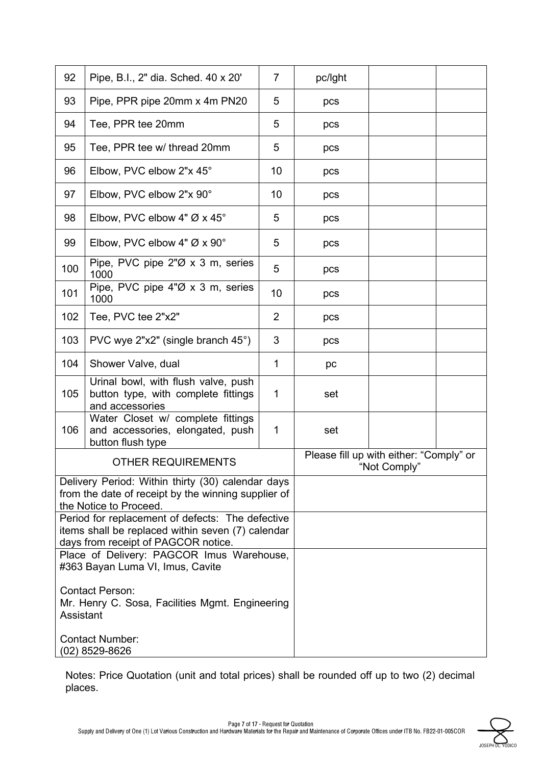| 92 | Pipe, B.I., 2" dia. Sched. 40 x 20' | 7 | pc/lght | | |
|---|---|---|---|---|---|
| 93 | Pipe, PPR pipe 20mm x 4m PN20 | 5 | pcs | | |
| 94 | Tee, PPR tee 20mm | 5 | pcs | | |
| 95 | Tee, PPR tee w/ thread 20mm | 5 | pcs | | |
| 96 | Elbow, PVC elbow 2"x 45° | 10 | pcs | | |
| 97 | Elbow, PVC elbow 2"x 90° | 10 | pcs | | |
| 98 | Elbow, PVC elbow 4" Ø x 45° | 5 | pcs | | |
| 99 | Elbow, PVC elbow 4" Ø x 90° | 5 | pcs | | |
| 100 | Pipe, PVC pipe 2"Ø x 3 m, series 1000 | 5 | pcs | | |
| 101 | Pipe, PVC pipe 4"Ø x 3 m, series 1000 | 10 | pcs | | |
| 102 | Tee, PVC tee 2"x2" | 2 | pcs | | |
| 103 | PVC wye 2"x2" (single branch 45°) | 3 | pcs | | |
| 104 | Shower Valve, dual | 1 | pc | | |
| 105 | Urinal bowl, with flush valve, push button type, with complete fittings and accessories | 1 | set | | |
| 106 | Water Closet w/ complete fittings and accessories, elongated, push button flush type | 1 | set | | |

| OTHER REQUIREMENTS | Please fill up with either: "Comply" or "Not Comply" |
|---|---|
| Delivery Period: Within thirty (30) calendar days from the date of receipt by the winning supplier of the Notice to Proceed. | |
| Period for replacement of defects: The defective items shall be replaced within seven (7) calendar days from receipt of PAGCOR notice. | |
| Place of Delivery: PAGCOR Imus Warehouse, #363 Bayan Luma VI, Imus, Cavite<br><br>Contact Person:<br>Mr. Henry C. Sosa, Facilities Mgmt. Engineering Assistant<br><br>Contact Number:<br>(02) 8529-8626 | |

Notes: Price Quotation (unit and total prices) shall be rounded off up to two (2) decimal places.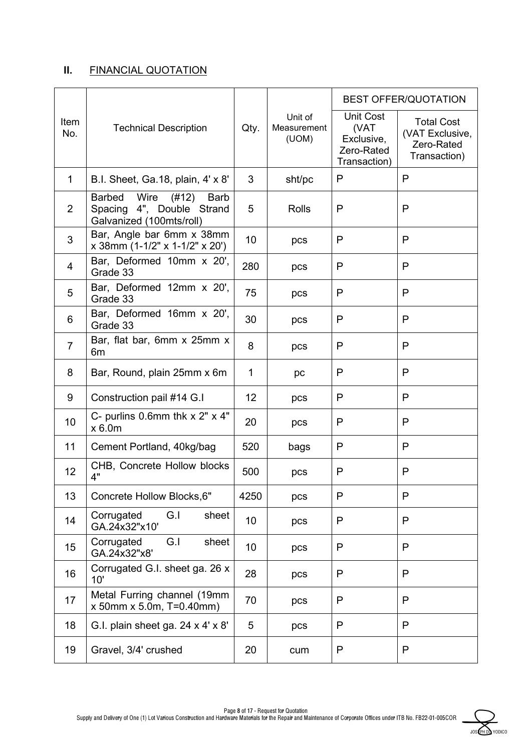## II. FINANCIAL QUOTATION

| Item No. | Technical Description | Qty. | Unit of Measurement (UOM) | BEST OFFER/QUOTATION | |
|---|---|---|---|---|---|
| | | | | Unit Cost (VAT Exclusive, Zero-Rated Transaction) | Total Cost (VAT Exclusive, Zero-Rated Transaction) |
| 1 | B.I. Sheet, Ga.18, plain, 4' x 8' | 3 | sht/pc | P | P |
| 2 | Barbed Wire (#12) Barb Spacing 4", Double Strand Galvanized (100mts/roll) | 5 | Rolls | P | P |
| 3 | Bar, Angle bar 6mm x 38mm x 38mm (1-1/2" x 1-1/2" x 20') | 10 | pcs | P | P |
| 4 | Bar, Deformed 10mm x 20', Grade 33 | 280 | pcs | P | P |
| 5 | Bar, Deformed 12mm x 20', Grade 33 | 75 | pcs | P | P |
| 6 | Bar, Deformed 16mm x 20', Grade 33 | 30 | pcs | P | P |
| 7 | Bar, flat bar, 6mm x 25mm x 6m | 8 | pcs | P | P |
| 8 | Bar, Round, plain 25mm x 6m | 1 | pc | P | P |
| 9 | Construction pail #14 G.I | 12 | pcs | P | P |
| 10 | C- purlins 0.6mm thk x 2" x 4" x 6.0m | 20 | pcs | P | P |
| 11 | Cement Portland, 40kg/bag | 520 | bags | P | P |
| 12 | CHB, Concrete Hollow blocks 4" | 500 | pcs | P | P |
| 13 | Concrete Hollow Blocks,6" | 4250 | pcs | P | P |
| 14 | Corrugated G.I sheet GA.24x32"x10' | 10 | pcs | P | P |
| 15 | Corrugated G.I sheet GA.24x32"x8' | 10 | pcs | P | P |
| 16 | Corrugated G.I. sheet ga. 26 x 10' | 28 | pcs | P | P |
| 17 | Metal Furring channel (19mm x 50mm x 5.0m, T=0.40mm) | 70 | pcs | P | P |
| 18 | G.I. plain sheet ga. 24 x 4' x 8' | 5 | pcs | P | P |
| 19 | Gravel, 3/4' crushed | 20 | cum | P | P |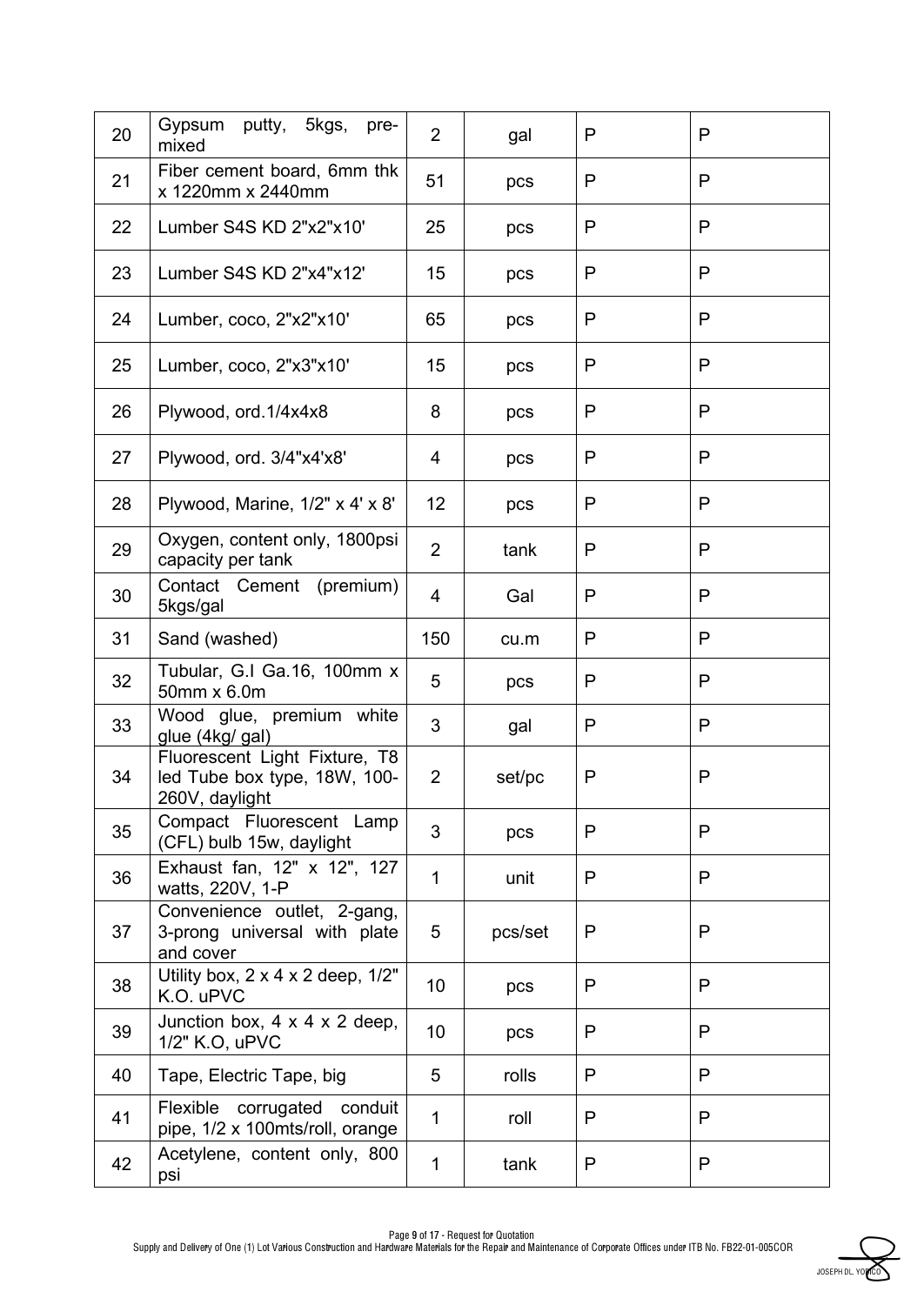| 20 | Gypsum putty, 5kgs, pre-mixed | 2 | gal | P | P |
|---|---|---|---|---|---|
| 21 | Fiber cement board, 6mm thk x 1220mm x 2440mm | 51 | pcs | P | P |
| 22 | Lumber S4S KD 2"x2"x10' | 25 | pcs | P | P |
| 23 | Lumber S4S KD 2"x4"x12' | 15 | pcs | P | P |
| 24 | Lumber, coco, 2"x2"x10' | 65 | pcs | P | P |
| 25 | Lumber, coco, 2"x3"x10' | 15 | pcs | P | P |
| 26 | Plywood, ord.1/4x4x8 | 8 | pcs | P | P |
| 27 | Plywood, ord. 3/4"x4'x8' | 4 | pcs | P | P |
| 28 | Plywood, Marine, 1/2" x 4' x 8' | 12 | pcs | P | P |
| 29 | Oxygen, content only, 1800psi capacity per tank | 2 | tank | P | P |
| 30 | Contact Cement (premium) 5kgs/gal | 4 | Gal | P | P |
| 31 | Sand (washed) | 150 | cu.m | P | P |
| 32 | Tubular, G.I Ga.16, 100mm x 50mm x 6.0m | 5 | pcs | P | P |
| 33 | Wood glue, premium white glue (4kg/ gal) | 3 | gal | P | P |
| 34 | Fluorescent Light Fixture, T8 led Tube box type, 18W, 100-260V, daylight | 2 | set/pc | P | P |
| 35 | Compact Fluorescent Lamp (CFL) bulb 15w, daylight | 3 | pcs | P | P |
| 36 | Exhaust fan, 12" x 12", 127 watts, 220V, 1-P | 1 | unit | P | P |
| 37 | Convenience outlet, 2-gang, 3-prong universal with plate and cover | 5 | pcs/set | P | P |
| 38 | Utility box, 2 x 4 x 2 deep, 1/2" K.O. uPVC | 10 | pcs | P | P |
| 39 | Junction box, 4 x 4 x 2 deep, 1/2" K.O, uPVC | 10 | pcs | P | P |
| 40 | Tape, Electric Tape, big | 5 | rolls | P | P |
| 41 | Flexible corrugated conduit pipe, 1/2 x 100mts/roll, orange | 1 | roll | P | P |
| 42 | Acetylene, content only, 800 psi | 1 | tank | P | P |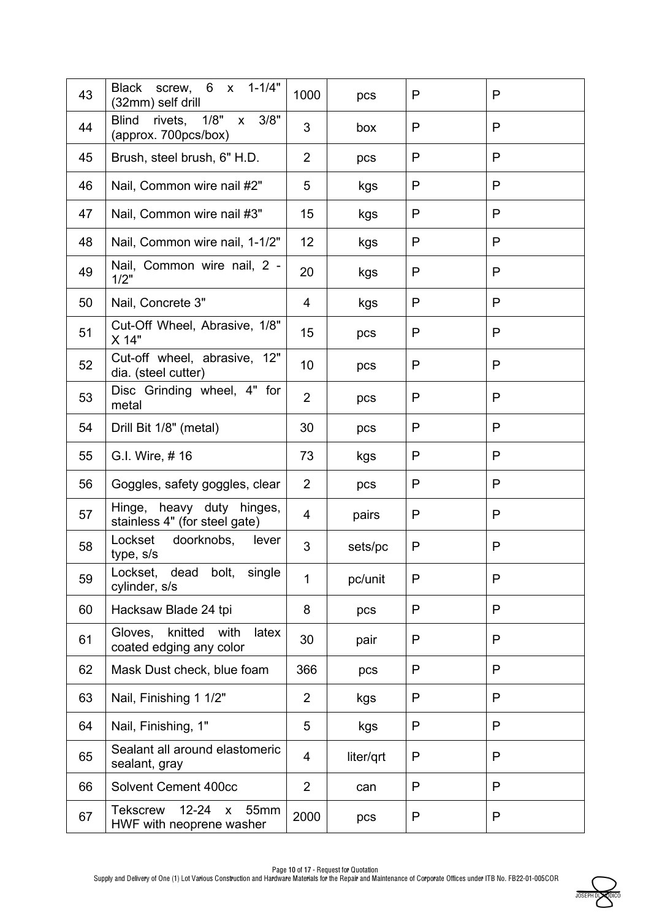| 43 | Black screw, 6 x 1-1/4" (32mm) self drill | 1000 | pcs | P | P |
|---|---|---|---|---|---|
| 44 | Blind rivets, 1/8" x 3/8" (approx. 700pcs/box) | 3 | box | P | P |
| 45 | Brush, steel brush, 6" H.D. | 2 | pcs | P | P |
| 46 | Nail, Common wire nail #2" | 5 | kgs | P | P |
| 47 | Nail, Common wire nail #3" | 15 | kgs | P | P |
| 48 | Nail, Common wire nail, 1-1/2" | 12 | kgs | P | P |
| 49 | Nail, Common wire nail, 2 - 1/2" | 20 | kgs | P | P |
| 50 | Nail, Concrete 3" | 4 | kgs | P | P |
| 51 | Cut-Off Wheel, Abrasive, 1/8" X 14" | 15 | pcs | P | P |
| 52 | Cut-off wheel, abrasive, 12" dia. (steel cutter) | 10 | pcs | P | P |
| 53 | Disc Grinding wheel, 4" for metal | 2 | pcs | P | P |
| 54 | Drill Bit 1/8" (metal) | 30 | pcs | P | P |
| 55 | G.I. Wire, # 16 | 73 | kgs | P | P |
| 56 | Goggles, safety goggles, clear | 2 | pcs | P | P |
| 57 | Hinge, heavy duty hinges, stainless 4" (for steel gate) | 4 | pairs | P | P |
| 58 | Lockset doorknobs, lever type, s/s | 3 | sets/pc | P | P |
| 59 | Lockset, dead bolt, single cylinder, s/s | 1 | pc/unit | P | P |
| 60 | Hacksaw Blade 24 tpi | 8 | pcs | P | P |
| 61 | Gloves, knitted with latex coated edging any color | 30 | pair | P | P |
| 62 | Mask Dust check, blue foam | 366 | pcs | P | P |
| 63 | Nail, Finishing 1 1/2" | 2 | kgs | P | P |
| 64 | Nail, Finishing, 1" | 5 | kgs | P | P |
| 65 | Sealant all around elastomeric sealant, gray | 4 | liter/qrt | P | P |
| 66 | Solvent Cement 400cc | 2 | can | P | P |
| 67 | Tekscrew 12-24 x 55mm HWF with neoprene washer | 2000 | pcs | P | P |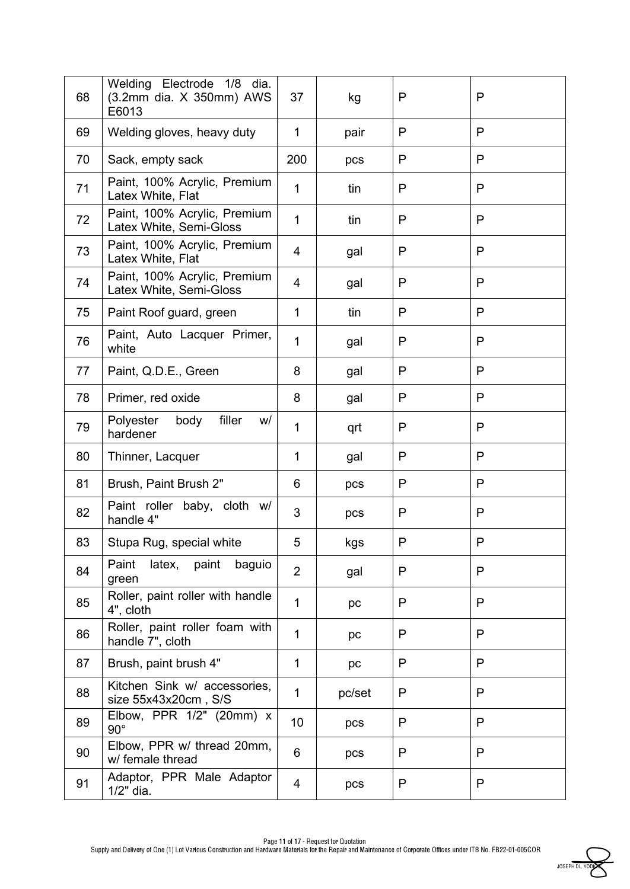| 68 | Welding Electrode 1/8 dia. (3.2mm dia. X 350mm) AWS E6013 | 37 | kg | P | P |
|---|---|---|---|---|---|
| 69 | Welding gloves, heavy duty | 1 | pair | P | P |
| 70 | Sack, empty sack | 200 | pcs | P | P |
| 71 | Paint, 100% Acrylic, Premium Latex White, Flat | 1 | tin | P | P |
| 72 | Paint, 100% Acrylic, Premium Latex White, Semi-Gloss | 1 | tin | P | P |
| 73 | Paint, 100% Acrylic, Premium Latex White, Flat | 4 | gal | P | P |
| 74 | Paint, 100% Acrylic, Premium Latex White, Semi-Gloss | 4 | gal | P | P |
| 75 | Paint Roof guard, green | 1 | tin | P | P |
| 76 | Paint, Auto Lacquer Primer, white | 1 | gal | P | P |
| 77 | Paint, Q.D.E., Green | 8 | gal | P | P |
| 78 | Primer, red oxide | 8 | gal | P | P |
| 79 | Polyester body filler w/ hardener | 1 | qrt | P | P |
| 80 | Thinner, Lacquer | 1 | gal | P | P |
| 81 | Brush, Paint Brush 2" | 6 | pcs | P | P |
| 82 | Paint roller baby, cloth w/ handle 4" | 3 | pcs | P | P |
| 83 | Stupa Rug, special white | 5 | kgs | P | P |
| 84 | Paint latex, paint baguio green | 2 | gal | P | P |
| 85 | Roller, paint roller with handle 4", cloth | 1 | pc | P | P |
| 86 | Roller, paint roller foam with handle 7", cloth | 1 | pc | P | P |
| 87 | Brush, paint brush 4" | 1 | pc | P | P |
| 88 | Kitchen Sink w/ accessories, size 55x43x20cm , S/S | 1 | pc/set | P | P |
| 89 | Elbow, PPR 1/2" (20mm) x 90° | 10 | pcs | P | P |
| 90 | Elbow, PPR w/ thread 20mm, w/ female thread | 6 | pcs | P | P |
| 91 | Adaptor, PPR Male Adaptor 1/2" dia. | 4 | pcs | P | P |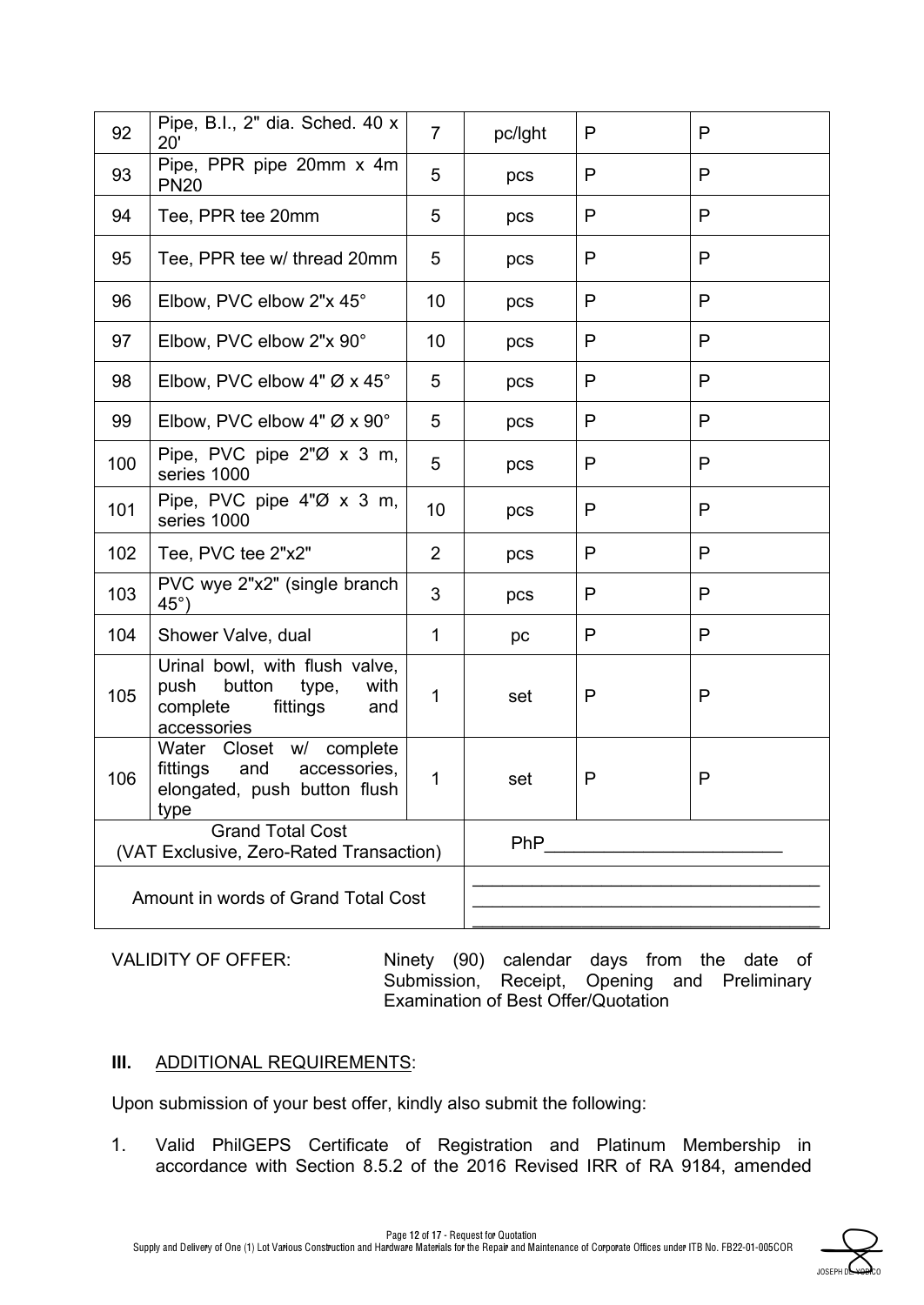| 92 | Pipe, B.I., 2" dia. Sched. 40 x 20' | 7 | pc/lght | P | P |
|---|---|---|---|---|---|
| 93 | Pipe, PPR pipe 20mm x 4m PN20 | 5 | pcs | P | P |
| 94 | Tee, PPR tee 20mm | 5 | pcs | P | P |
| 95 | Tee, PPR tee w/ thread 20mm | 5 | pcs | P | P |
| 96 | Elbow, PVC elbow 2"x 45° | 10 | pcs | P | P |
| 97 | Elbow, PVC elbow 2"x 90° | 10 | pcs | P | P |
| 98 | Elbow, PVC elbow 4" Ø x 45° | 5 | pcs | P | P |
| 99 | Elbow, PVC elbow 4" Ø x 90° | 5 | pcs | P | P |
| 100 | Pipe, PVC pipe 2"Ø x 3 m, series 1000 | 5 | pcs | P | P |
| 101 | Pipe, PVC pipe 4"Ø x 3 m, series 1000 | 10 | pcs | P | P |
| 102 | Tee, PVC tee 2"x2" | 2 | pcs | P | P |
| 103 | PVC wye 2"x2" (single branch 45°) | 3 | pcs | P | P |
| 104 | Shower Valve, dual | 1 | pc | P | P |
| 105 | Urinal bowl, with flush valve, push button type, with complete fittings and accessories | 1 | set | P | P |
| 106 | Water Closet w/ complete fittings and accessories, elongated, push button flush type | 1 | set | P | P |
| Grand Total Cost (VAT Exclusive, Zero-Rated Transaction) | | | PhP________________________ | | |
| Amount in words of Grand Total Cost | | | ______________________________ | | |

VALIDITY OF OFFER: Ninety (90) calendar days from the date of Submission, Receipt, Opening and Preliminary Examination of Best Offer/Quotation

## III. ADDITIONAL REQUIREMENTS:

Upon submission of your best offer, kindly also submit the following:

1. Valid PhilGEPS Certificate of Registration and Platinum Membership in accordance with Section 8.5.2 of the 2016 Revised IRR of RA 9184, amended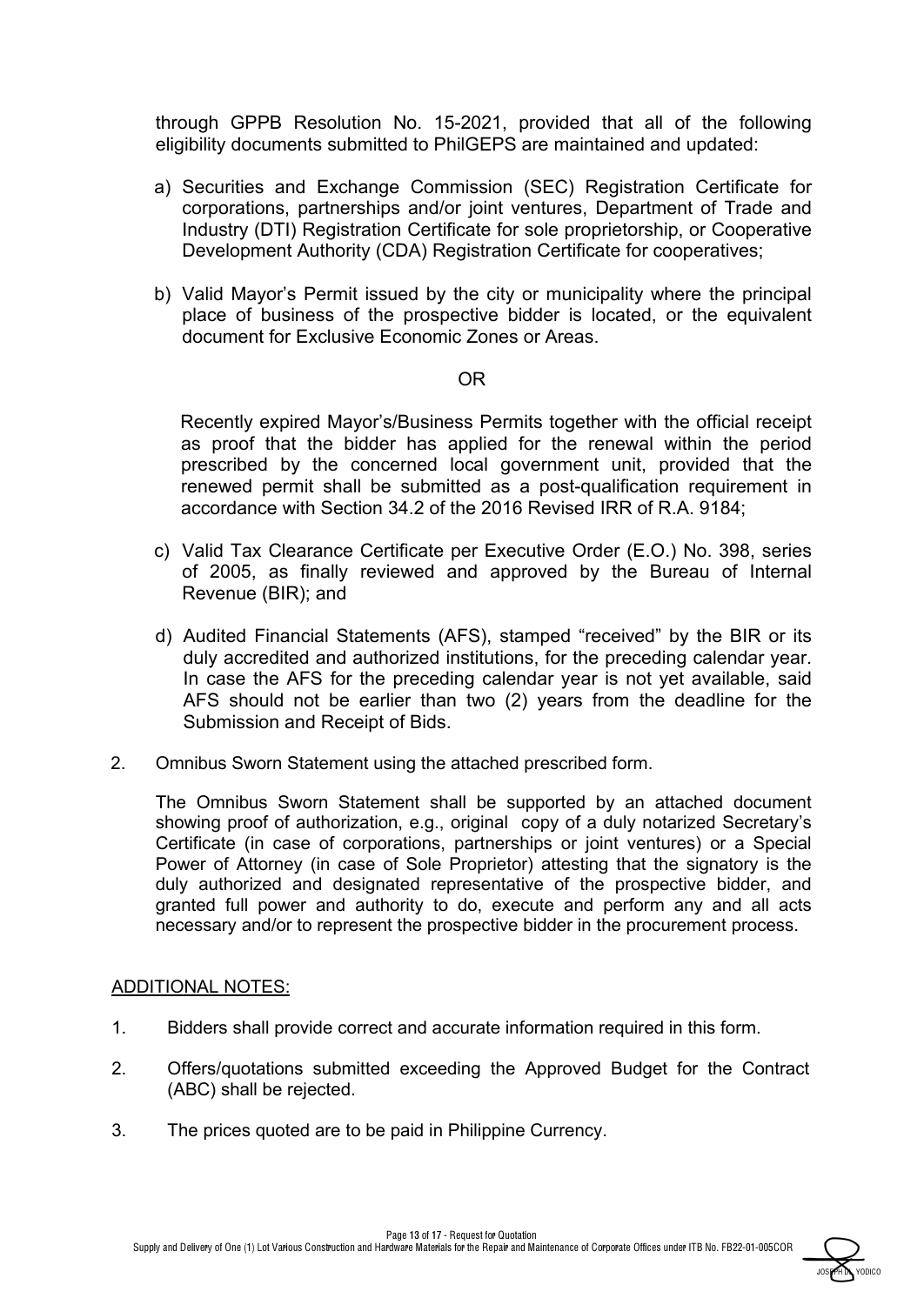through GPPB Resolution No. 15-2021, provided that all of the following eligibility documents submitted to PhilGEPS are maintained and updated:

a) Securities and Exchange Commission (SEC) Registration Certificate for corporations, partnerships and/or joint ventures, Department of Trade and Industry (DTI) Registration Certificate for sole proprietorship, or Cooperative Development Authority (CDA) Registration Certificate for cooperatives;

b) Valid Mayor's Permit issued by the city or municipality where the principal place of business of the prospective bidder is located, or the equivalent document for Exclusive Economic Zones or Areas.

OR

Recently expired Mayor's/Business Permits together with the official receipt as proof that the bidder has applied for the renewal within the period prescribed by the concerned local government unit, provided that the renewed permit shall be submitted as a post-qualification requirement in accordance with Section 34.2 of the 2016 Revised IRR of R.A. 9184;

c) Valid Tax Clearance Certificate per Executive Order (E.O.) No. 398, series of 2005, as finally reviewed and approved by the Bureau of Internal Revenue (BIR); and

d) Audited Financial Statements (AFS), stamped "received" by the BIR or its duly accredited and authorized institutions, for the preceding calendar year. In case the AFS for the preceding calendar year is not yet available, said AFS should not be earlier than two (2) years from the deadline for the Submission and Receipt of Bids.

2. Omnibus Sworn Statement using the attached prescribed form.

The Omnibus Sworn Statement shall be supported by an attached document showing proof of authorization, e.g., original copy of a duly notarized Secretary's Certificate (in case of corporations, partnerships or joint ventures) or a Special Power of Attorney (in case of Sole Proprietor) attesting that the signatory is the duly authorized and designated representative of the prospective bidder, and granted full power and authority to do, execute and perform any and all acts necessary and/or to represent the prospective bidder in the procurement process.

ADDITIONAL NOTES:

1. Bidders shall provide correct and accurate information required in this form.

2. Offers/quotations submitted exceeding the Approved Budget for the Contract (ABC) shall be rejected.

3. The prices quoted are to be paid in Philippine Currency.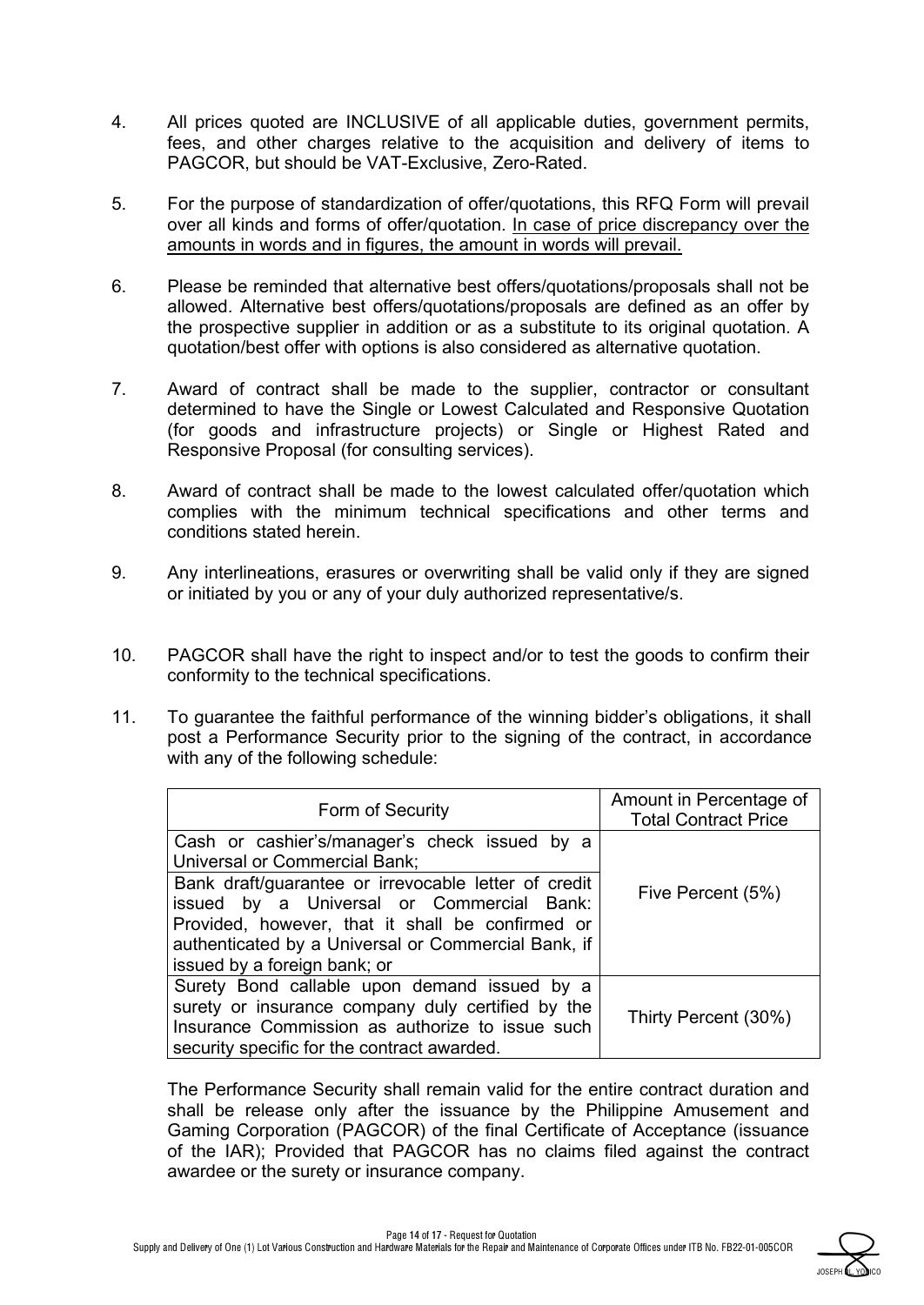4. All prices quoted are INCLUSIVE of all applicable duties, government permits, fees, and other charges relative to the acquisition and delivery of items to PAGCOR, but should be VAT-Exclusive, Zero-Rated.

5. For the purpose of standardization of offer/quotations, this RFQ Form will prevail over all kinds and forms of offer/quotation. <u>In case of price discrepancy over the amounts in words and in figures, the amount in words will prevail.</u>

6. Please be reminded that alternative best offers/quotations/proposals shall not be allowed. Alternative best offers/quotations/proposals are defined as an offer by the prospective supplier in addition or as a substitute to its original quotation. A quotation/best offer with options is also considered as alternative quotation.

7. Award of contract shall be made to the supplier, contractor or consultant determined to have the Single or Lowest Calculated and Responsive Quotation (for goods and infrastructure projects) or Single or Highest Rated and Responsive Proposal (for consulting services).

8. Award of contract shall be made to the lowest calculated offer/quotation which complies with the minimum technical specifications and other terms and conditions stated herein.

9. Any interlineations, erasures or overwriting shall be valid only if they are signed or initiated by you or any of your duly authorized representative/s.

10. PAGCOR shall have the right to inspect and/or to test the goods to confirm their conformity to the technical specifications.

11. To guarantee the faithful performance of the winning bidder's obligations, it shall post a Performance Security prior to the signing of the contract, in accordance with any of the following schedule:

| Form of Security | Amount in Percentage of Total Contract Price |
|---|---|
| Cash or cashier's/manager's check issued by a Universal or Commercial Bank; Bank draft/guarantee or irrevocable letter of credit issued by a Universal or Commercial Bank: Provided, however, that it shall be confirmed or authenticated by a Universal or Commercial Bank, if issued by a foreign bank; or | Five Percent (5%) |
| Surety Bond callable upon demand issued by a surety or insurance company duly certified by the Insurance Commission as authorize to issue such security specific for the contract awarded. | Thirty Percent (30%) |

The Performance Security shall remain valid for the entire contract duration and shall be release only after the issuance by the Philippine Amusement and Gaming Corporation (PAGCOR) of the final Certificate of Acceptance (issuance of the IAR); Provided that PAGCOR has no claims filed against the contract awardee or the surety or insurance company.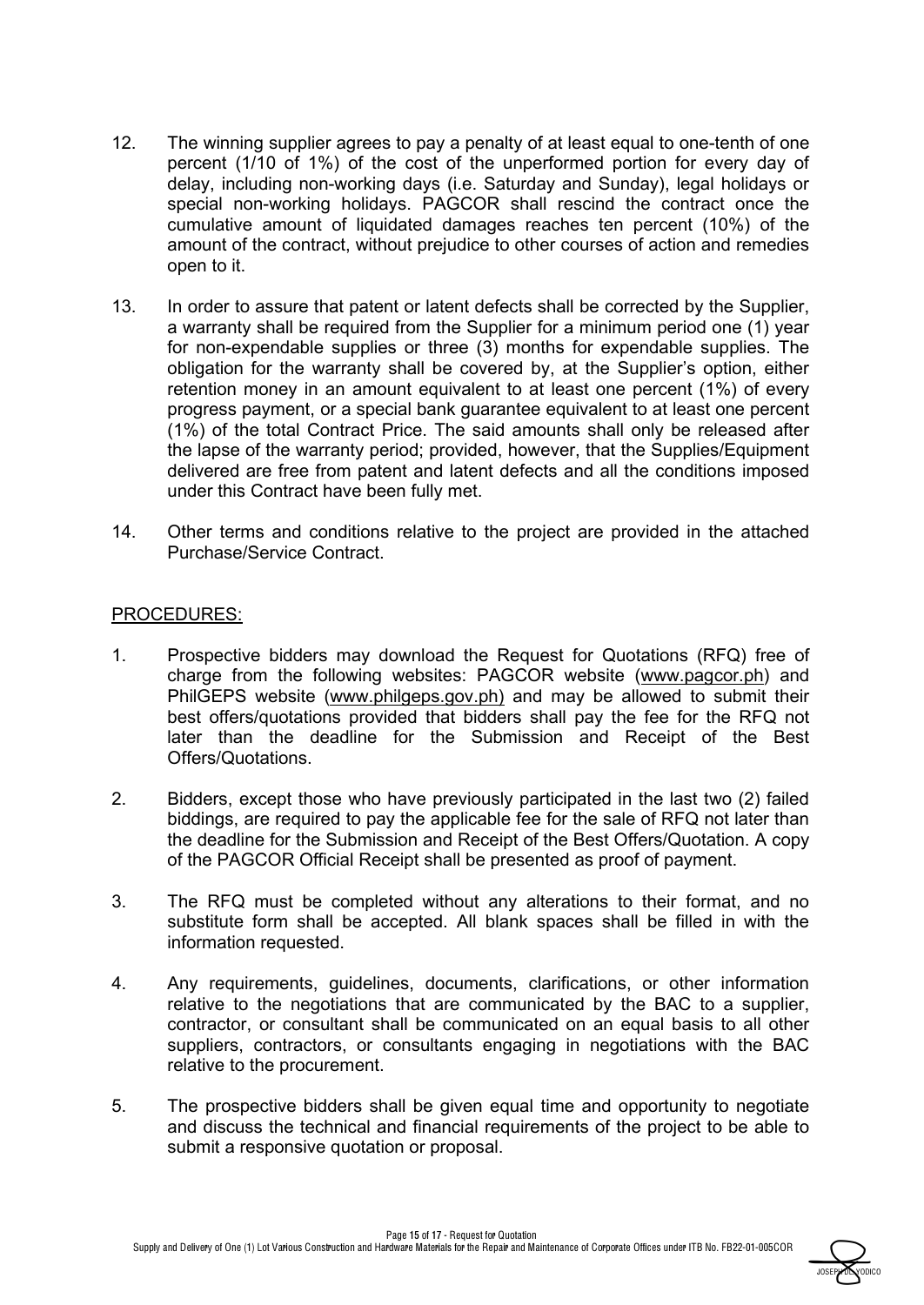12. The winning supplier agrees to pay a penalty of at least equal to one-tenth of one percent (1/10 of 1%) of the cost of the unperformed portion for every day of delay, including non-working days (i.e. Saturday and Sunday), legal holidays or special non-working holidays. PAGCOR shall rescind the contract once the cumulative amount of liquidated damages reaches ten percent (10%) of the amount of the contract, without prejudice to other courses of action and remedies open to it.

13. In order to assure that patent or latent defects shall be corrected by the Supplier, a warranty shall be required from the Supplier for a minimum period one (1) year for non-expendable supplies or three (3) months for expendable supplies. The obligation for the warranty shall be covered by, at the Supplier's option, either retention money in an amount equivalent to at least one percent (1%) of every progress payment, or a special bank guarantee equivalent to at least one percent (1%) of the total Contract Price. The said amounts shall only be released after the lapse of the warranty period; provided, however, that the Supplies/Equipment delivered are free from patent and latent defects and all the conditions imposed under this Contract have been fully met.

14. Other terms and conditions relative to the project are provided in the attached Purchase/Service Contract.

PROCEDURES:

1. Prospective bidders may download the Request for Quotations (RFQ) free of charge from the following websites: PAGCOR website (www.pagcor.ph) and PhilGEPS website (www.philgeps.gov.ph) and may be allowed to submit their best offers/quotations provided that bidders shall pay the fee for the RFQ not later than the deadline for the Submission and Receipt of the Best Offers/Quotations.

2. Bidders, except those who have previously participated in the last two (2) failed biddings, are required to pay the applicable fee for the sale of RFQ not later than the deadline for the Submission and Receipt of the Best Offers/Quotation. A copy of the PAGCOR Official Receipt shall be presented as proof of payment.

3. The RFQ must be completed without any alterations to their format, and no substitute form shall be accepted. All blank spaces shall be filled in with the information requested.

4. Any requirements, guidelines, documents, clarifications, or other information relative to the negotiations that are communicated by the BAC to a supplier, contractor, or consultant shall be communicated on an equal basis to all other suppliers, contractors, or consultants engaging in negotiations with the BAC relative to the procurement.

5. The prospective bidders shall be given equal time and opportunity to negotiate and discuss the technical and financial requirements of the project to be able to submit a responsive quotation or proposal.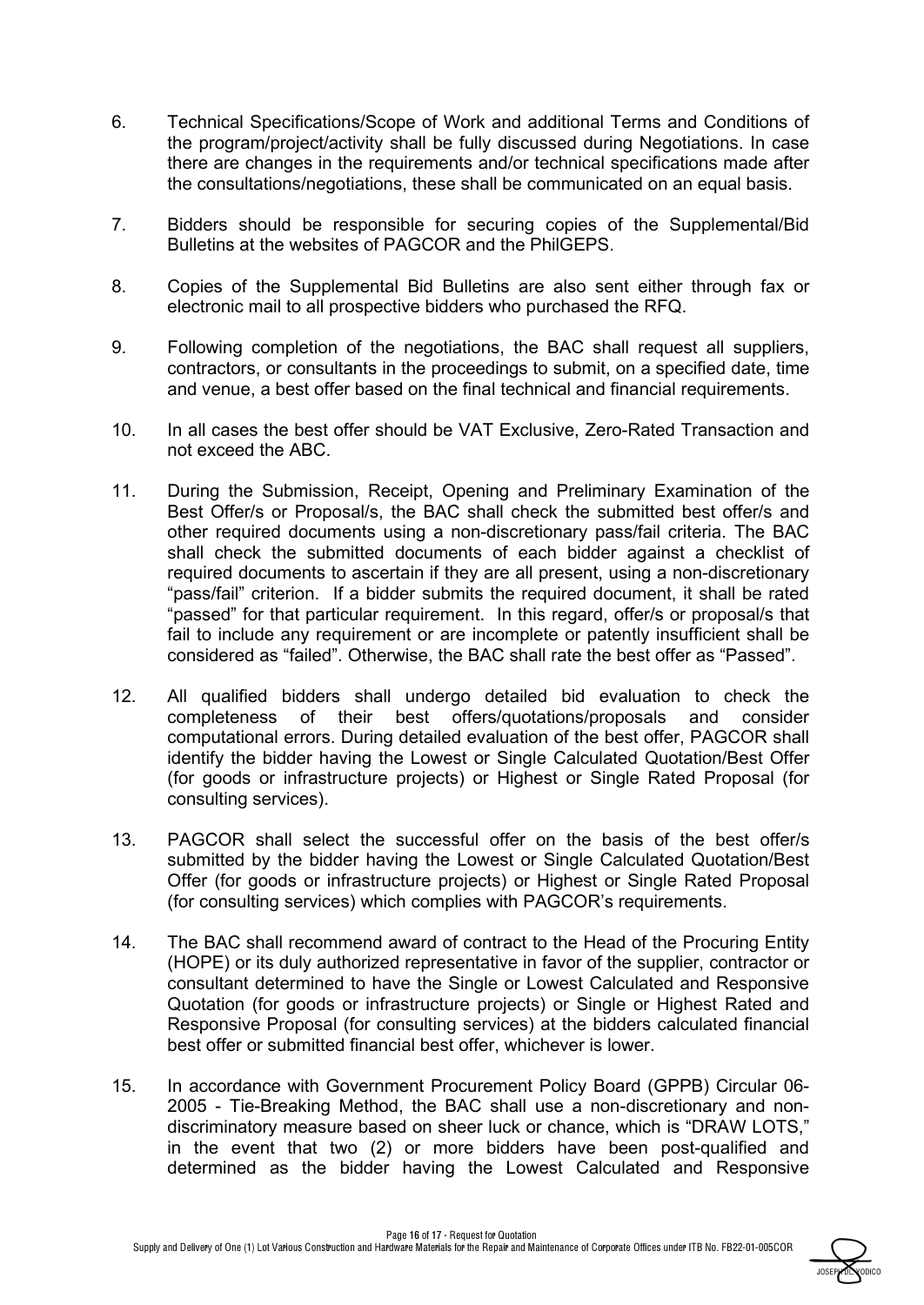6. Technical Specifications/Scope of Work and additional Terms and Conditions of the program/project/activity shall be fully discussed during Negotiations. In case there are changes in the requirements and/or technical specifications made after the consultations/negotiations, these shall be communicated on an equal basis.

7. Bidders should be responsible for securing copies of the Supplemental/Bid Bulletins at the websites of PAGCOR and the PhilGEPS.

8. Copies of the Supplemental Bid Bulletins are also sent either through fax or electronic mail to all prospective bidders who purchased the RFQ.

9. Following completion of the negotiations, the BAC shall request all suppliers, contractors, or consultants in the proceedings to submit, on a specified date, time and venue, a best offer based on the final technical and financial requirements.

10. In all cases the best offer should be VAT Exclusive, Zero-Rated Transaction and not exceed the ABC.

11. During the Submission, Receipt, Opening and Preliminary Examination of the Best Offer/s or Proposal/s, the BAC shall check the submitted best offer/s and other required documents using a non-discretionary pass/fail criteria. The BAC shall check the submitted documents of each bidder against a checklist of required documents to ascertain if they are all present, using a non-discretionary "pass/fail" criterion. If a bidder submits the required document, it shall be rated "passed" for that particular requirement. In this regard, offer/s or proposal/s that fail to include any requirement or are incomplete or patently insufficient shall be considered as "failed". Otherwise, the BAC shall rate the best offer as "Passed".

12. All qualified bidders shall undergo detailed bid evaluation to check the completeness of their best offers/quotations/proposals and consider computational errors. During detailed evaluation of the best offer, PAGCOR shall identify the bidder having the Lowest or Single Calculated Quotation/Best Offer (for goods or infrastructure projects) or Highest or Single Rated Proposal (for consulting services).

13. PAGCOR shall select the successful offer on the basis of the best offer/s submitted by the bidder having the Lowest or Single Calculated Quotation/Best Offer (for goods or infrastructure projects) or Highest or Single Rated Proposal (for consulting services) which complies with PAGCOR's requirements.

14. The BAC shall recommend award of contract to the Head of the Procuring Entity (HOPE) or its duly authorized representative in favor of the supplier, contractor or consultant determined to have the Single or Lowest Calculated and Responsive Quotation (for goods or infrastructure projects) or Single or Highest Rated and Responsive Proposal (for consulting services) at the bidders calculated financial best offer or submitted financial best offer, whichever is lower.

15. In accordance with Government Procurement Policy Board (GPPB) Circular 06-2005 - Tie-Breaking Method, the BAC shall use a non-discretionary and non-discriminatory measure based on sheer luck or chance, which is "DRAW LOTS," in the event that two (2) or more bidders have been post-qualified and determined as the bidder having the Lowest Calculated and Responsive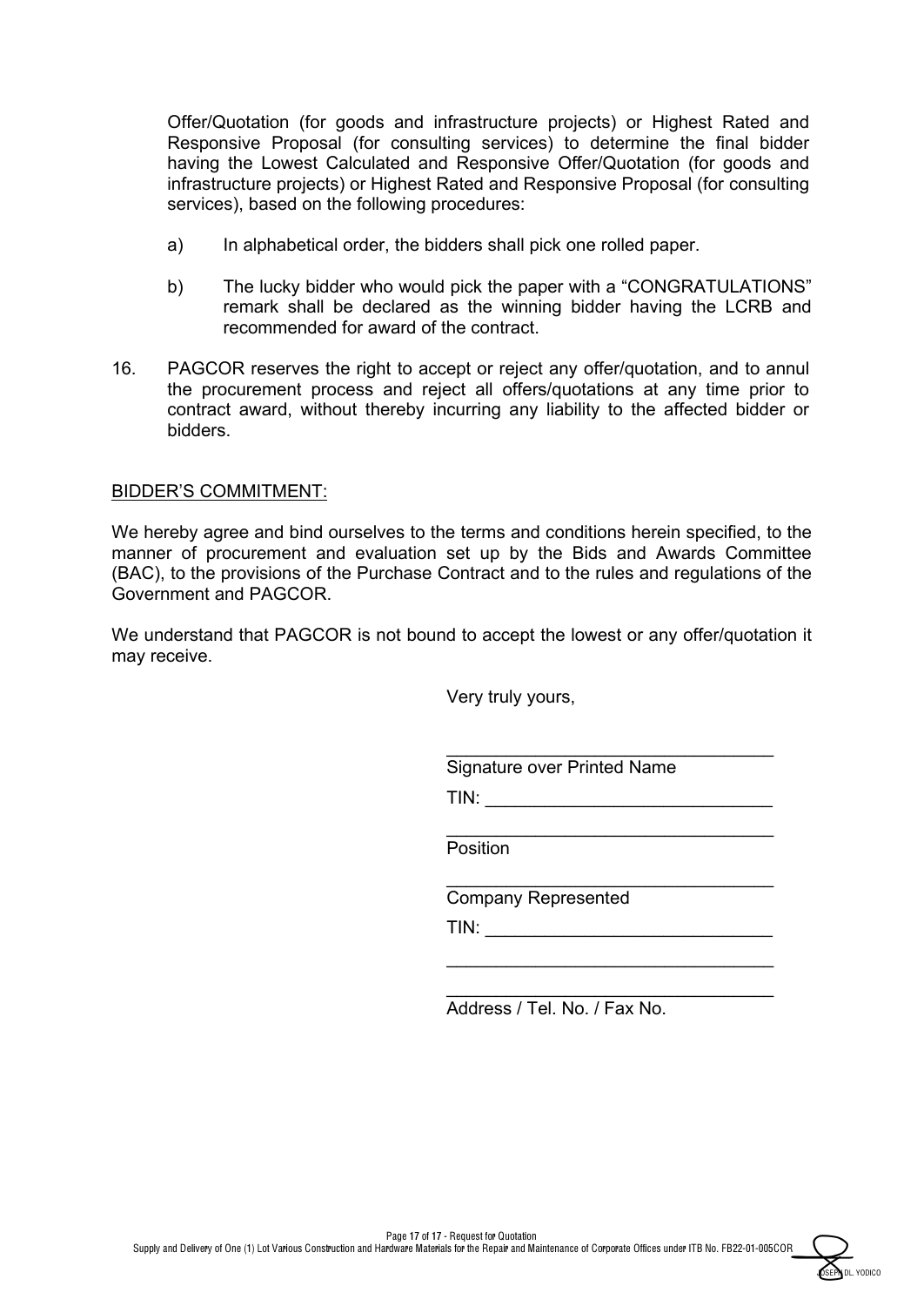Offer/Quotation (for goods and infrastructure projects) or Highest Rated and Responsive Proposal (for consulting services) to determine the final bidder having the Lowest Calculated and Responsive Offer/Quotation (for goods and infrastructure projects) or Highest Rated and Responsive Proposal (for consulting services), based on the following procedures:

a) In alphabetical order, the bidders shall pick one rolled paper.

b) The lucky bidder who would pick the paper with a "CONGRATULATIONS" remark shall be declared as the winning bidder having the LCRB and recommended for award of the contract.

16. PAGCOR reserves the right to accept or reject any offer/quotation, and to annul the procurement process and reject all offers/quotations at any time prior to contract award, without thereby incurring any liability to the affected bidder or bidders.

<u>BIDDER'S COMMITMENT:</u>

We hereby agree and bind ourselves to the terms and conditions herein specified, to the manner of procurement and evaluation set up by the Bids and Awards Committee (BAC), to the provisions of the Purchase Contract and to the rules and regulations of the Government and PAGCOR.

We understand that PAGCOR is not bound to accept the lowest or any offer/quotation it may receive.

Very truly yours,

\_\_\_\_\_\_\_\_\_\_\_\_\_\_\_\_\_\_\_\_\_\_\_\_\_\_\_\_\_\_\_\_
Signature over Printed Name

TIN: \_\_\_\_\_\_\_\_\_\_\_\_\_\_\_\_\_\_\_\_\_\_\_\_\_\_

\_\_\_\_\_\_\_\_\_\_\_\_\_\_\_\_\_\_\_\_\_\_\_\_\_\_\_\_\_\_\_\_
Position

\_\_\_\_\_\_\_\_\_\_\_\_\_\_\_\_\_\_\_\_\_\_\_\_\_\_\_\_\_\_\_\_
Company Represented

TIN: \_\_\_\_\_\_\_\_\_\_\_\_\_\_\_\_\_\_\_\_\_\_\_\_\_\_

\_\_\_\_\_\_\_\_\_\_\_\_\_\_\_\_\_\_\_\_\_\_\_\_\_\_\_\_\_\_\_\_

\_\_\_\_\_\_\_\_\_\_\_\_\_\_\_\_\_\_\_\_\_\_\_\_\_\_\_\_\_\_\_\_
Address / Tel. No. / Fax No.